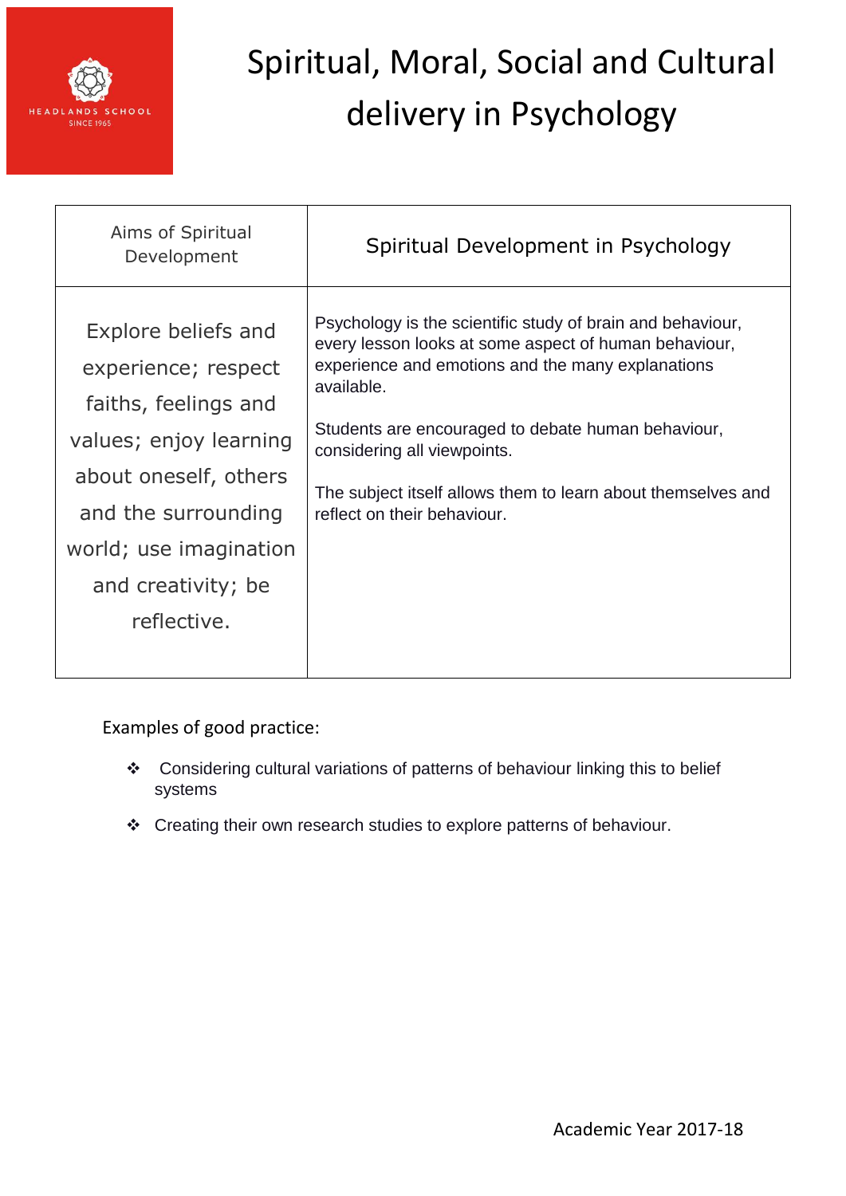HEADLANDS SCHOOL
SINCE 1965

# Spiritual, Moral, Social and Cultural delivery in Psychology

| Aims of Spiritual Development | Spiritual Development in Psychology |
| --- | --- |
| Explore beliefs and experience; respect faiths, feelings and values; enjoy learning about oneself, others and the surrounding world; use imagination and creativity; be reflective. | Psychology is the scientific study of brain and behaviour, every lesson looks at some aspect of human behaviour, experience and emotions and the many explanations available.<br><br>Students are encouraged to debate human behaviour, considering all viewpoints.<br><br>The subject itself allows them to learn about themselves and reflect on their behaviour. |

Examples of good practice:

- Considering cultural variations of patterns of behaviour linking this to belief systems
- Creating their own research studies to explore patterns of behaviour.

Academic Year 2017-18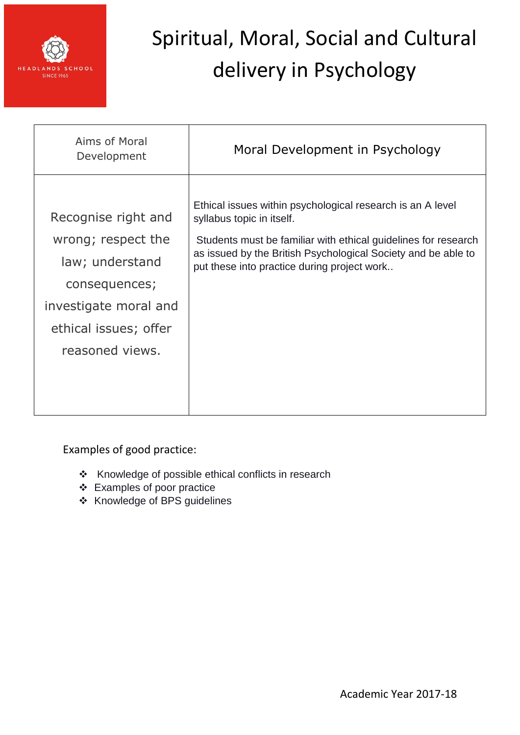HEADLANDS SCHOOL
SINCE 1965

# Spiritual, Moral, Social and Cultural delivery in Psychology

| Aims of Moral Development | Moral Development in Psychology |
|---|---|
| Recognise right and wrong; respect the law; understand consequences; investigate moral and ethical issues; offer reasoned views. | Ethical issues within psychological research is an A level syllabus topic in itself.<br><br>Students must be familiar with ethical guidelines for research as issued by the British Psychological Society and be able to put these into practice during project work.. |

Examples of good practice:

- Knowledge of possible ethical conflicts in research
- Examples of poor practice
- Knowledge of BPS guidelines

Academic Year 2017-18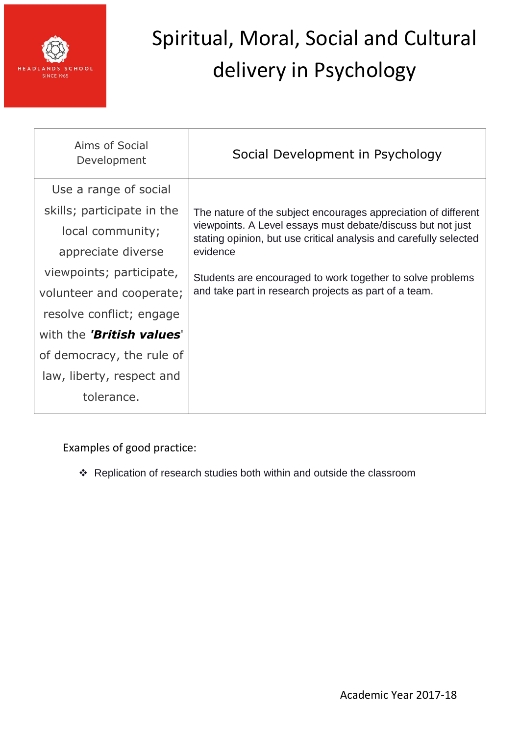# Spiritual, Moral, Social and Cultural delivery in Psychology

| Aims of Social Development | Social Development in Psychology |
|---|---|
| Use a range of social skills; participate in the local community; appreciate diverse viewpoints; participate, volunteer and cooperate; resolve conflict; engage with the ***'British values'*** of democracy, the rule of law, liberty, respect and tolerance. | The nature of the subject encourages appreciation of different viewpoints. A Level essays must debate/discuss but not just stating opinion, but use critical analysis and carefully selected evidence<br><br>Students are encouraged to work together to solve problems and take part in research projects as part of a team. |

Examples of good practice:

- Replication of research studies both within and outside the classroom

Academic Year 2017-18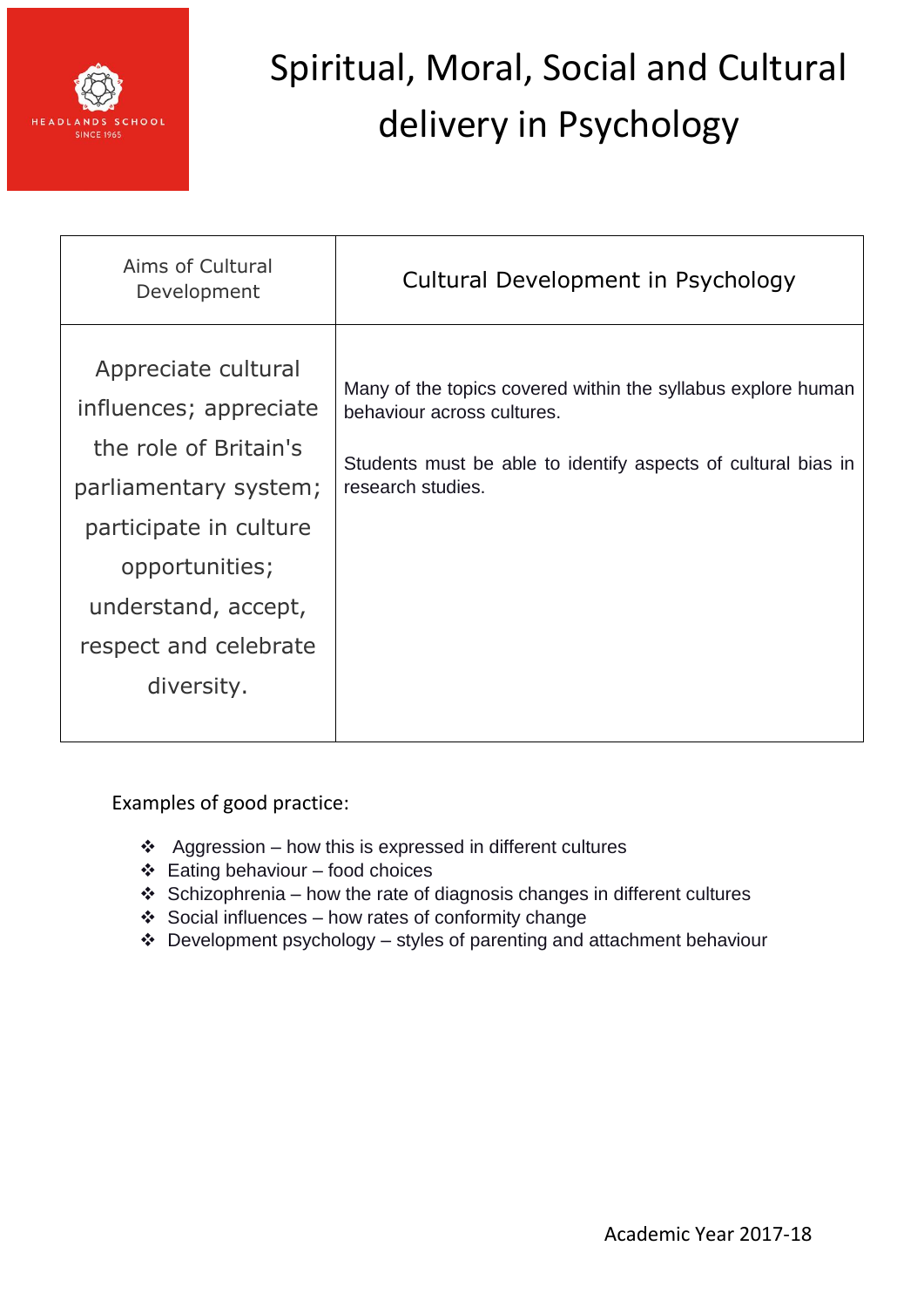# Spiritual, Moral, Social and Cultural delivery in Psychology

| Aims of Cultural Development | Cultural Development in Psychology |
| --- | --- |
| Appreciate cultural influences; appreciate the role of Britain's parliamentary system; participate in culture opportunities; understand, accept, respect and celebrate diversity. | Many of the topics covered within the syllabus explore human behaviour across cultures.<br><br>Students must be able to identify aspects of cultural bias in research studies. |

Examples of good practice:

- Aggression – how this is expressed in different cultures
- Eating behaviour – food choices
- Schizophrenia – how the rate of diagnosis changes in different cultures
- Social influences – how rates of conformity change
- Development psychology – styles of parenting and attachment behaviour

Academic Year 2017-18